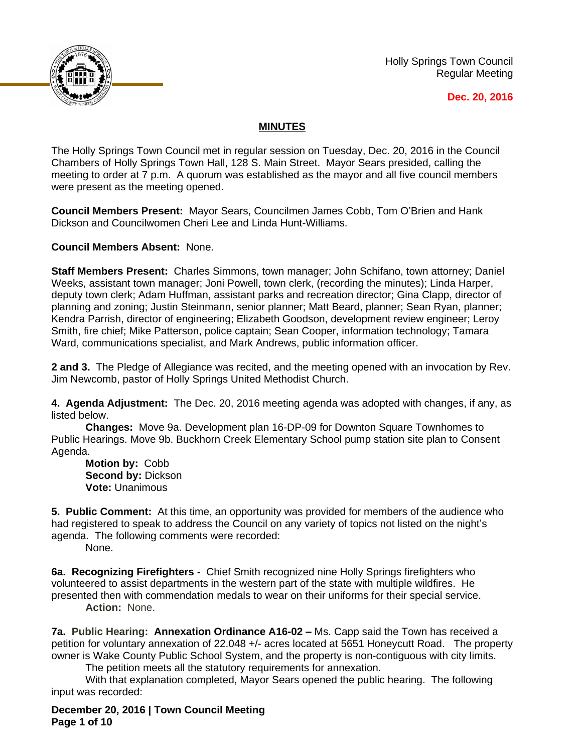Holly Springs Town Council
Regular Meeting

**Dec. 20, 2016**

## MINUTES

The Holly Springs Town Council met in regular session on Tuesday, Dec. 20, 2016 in the Council Chambers of Holly Springs Town Hall, 128 S. Main Street. Mayor Sears presided, calling the meeting to order at 7 p.m. A quorum was established as the mayor and all five council members were present as the meeting opened.

**Council Members Present:** Mayor Sears, Councilmen James Cobb, Tom O'Brien and Hank Dickson and Councilwomen Cheri Lee and Linda Hunt-Williams.

**Council Members Absent:** None.

**Staff Members Present:** Charles Simmons, town manager; John Schifano, town attorney; Daniel Weeks, assistant town manager; Joni Powell, town clerk, (recording the minutes); Linda Harper, deputy town clerk; Adam Huffman, assistant parks and recreation director; Gina Clapp, director of planning and zoning; Justin Steinmann, senior planner; Matt Beard, planner; Sean Ryan, planner; Kendra Parrish, director of engineering; Elizabeth Goodson, development review engineer; Leroy Smith, fire chief; Mike Patterson, police captain; Sean Cooper, information technology; Tamara Ward, communications specialist, and Mark Andrews, public information officer.

**2 and 3.** The Pledge of Allegiance was recited, and the meeting opened with an invocation by Rev. Jim Newcomb, pastor of Holly Springs United Methodist Church.

**4. Agenda Adjustment:** The Dec. 20, 2016 meeting agenda was adopted with changes, if any, as listed below.

**Changes:** Move 9a. Development plan 16-DP-09 for Downton Square Townhomes to Public Hearings. Move 9b. Buckhorn Creek Elementary School pump station site plan to Consent Agenda.

**Motion by:** Cobb
**Second by:** Dickson
**Vote:** Unanimous

**5. Public Comment:** At this time, an opportunity was provided for members of the audience who had registered to speak to address the Council on any variety of topics not listed on the night's agenda. The following comments were recorded:

None.

**6a. Recognizing Firefighters -** Chief Smith recognized nine Holly Springs firefighters who volunteered to assist departments in the western part of the state with multiple wildfires. He presented then with commendation medals to wear on their uniforms for their special service.

**Action:** None.

**7a. Public Hearing: Annexation Ordinance A16-02 –** Ms. Capp said the Town has received a petition for voluntary annexation of 22.048 +/- acres located at 5651 Honeycutt Road. The property owner is Wake County Public School System, and the property is non-contiguous with city limits.

The petition meets all the statutory requirements for annexation.

With that explanation completed, Mayor Sears opened the public hearing. The following input was recorded: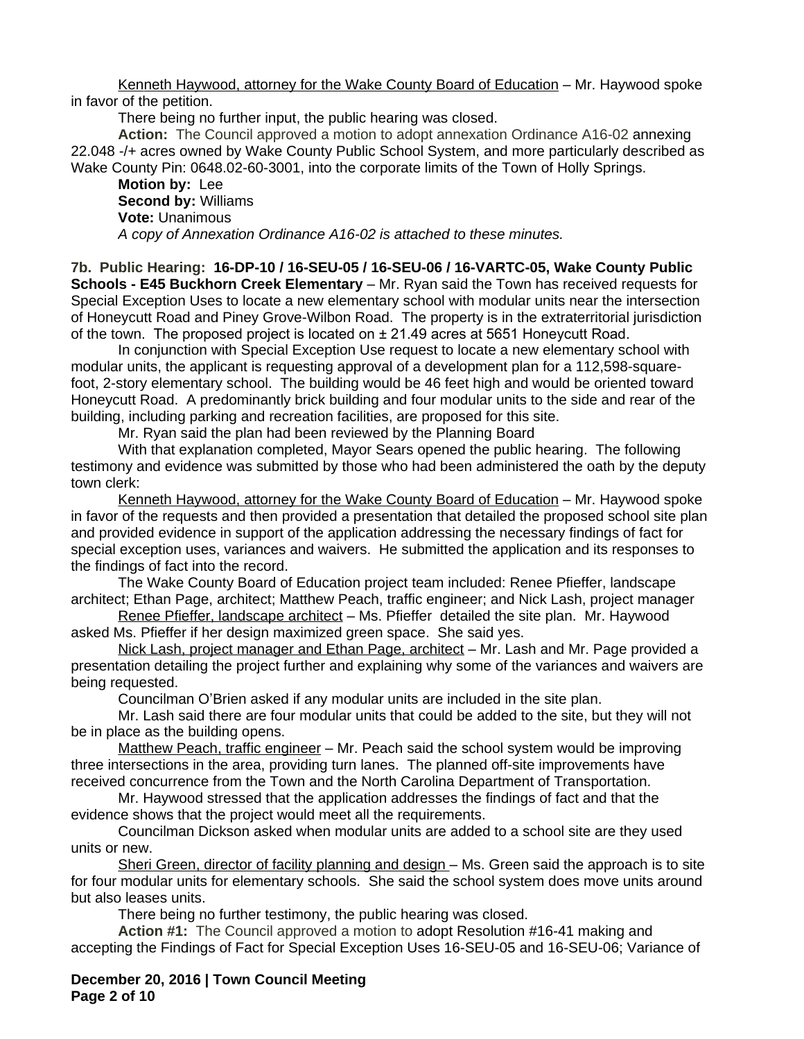Kenneth Haywood, attorney for the Wake County Board of Education – Mr. Haywood spoke in favor of the petition.

There being no further input, the public hearing was closed.

**Action:** The Council approved a motion to adopt annexation Ordinance A16-02 annexing 22.048 -/+ acres owned by Wake County Public School System, and more particularly described as Wake County Pin: 0648.02-60-3001, into the corporate limits of the Town of Holly Springs.

**Motion by:** Lee
**Second by:** Williams
**Vote:** Unanimous
*A copy of Annexation Ordinance A16-02 is attached to these minutes.*

**7b. Public Hearing: 16-DP-10 / 16-SEU-05 / 16-SEU-06 / 16-VARTC-05, Wake County Public Schools - E45 Buckhorn Creek Elementary** – Mr. Ryan said the Town has received requests for Special Exception Uses to locate a new elementary school with modular units near the intersection of Honeycutt Road and Piney Grove-Wilbon Road. The property is in the extraterritorial jurisdiction of the town. The proposed project is located on ± 21.49 acres at 5651 Honeycutt Road.

In conjunction with Special Exception Use request to locate a new elementary school with modular units, the applicant is requesting approval of a development plan for a 112,598-square-foot, 2-story elementary school. The building would be 46 feet high and would be oriented toward Honeycutt Road. A predominantly brick building and four modular units to the side and rear of the building, including parking and recreation facilities, are proposed for this site.

Mr. Ryan said the plan had been reviewed by the Planning Board

With that explanation completed, Mayor Sears opened the public hearing. The following testimony and evidence was submitted by those who had been administered the oath by the deputy town clerk:

Kenneth Haywood, attorney for the Wake County Board of Education – Mr. Haywood spoke in favor of the requests and then provided a presentation that detailed the proposed school site plan and provided evidence in support of the application addressing the necessary findings of fact for special exception uses, variances and waivers. He submitted the application and its responses to the findings of fact into the record.

The Wake County Board of Education project team included: Renee Pfieffer, landscape architect; Ethan Page, architect; Matthew Peach, traffic engineer; and Nick Lash, project manager

Renee Pfieffer, landscape architect – Ms. Pfieffer detailed the site plan. Mr. Haywood asked Ms. Pfieffer if her design maximized green space. She said yes.

Nick Lash, project manager and Ethan Page, architect – Mr. Lash and Mr. Page provided a presentation detailing the project further and explaining why some of the variances and waivers are being requested.

Councilman O'Brien asked if any modular units are included in the site plan.

Mr. Lash said there are four modular units that could be added to the site, but they will not be in place as the building opens.

Matthew Peach, traffic engineer – Mr. Peach said the school system would be improving three intersections in the area, providing turn lanes. The planned off-site improvements have received concurrence from the Town and the North Carolina Department of Transportation.

Mr. Haywood stressed that the application addresses the findings of fact and that the evidence shows that the project would meet all the requirements.

Councilman Dickson asked when modular units are added to a school site are they used units or new.

Sheri Green, director of facility planning and design – Ms. Green said the approach is to site for four modular units for elementary schools. She said the school system does move units around but also leases units.

There being no further testimony, the public hearing was closed.

**Action #1:** The Council approved a motion to adopt Resolution #16-41 making and accepting the Findings of Fact for Special Exception Uses 16-SEU-05 and 16-SEU-06; Variance of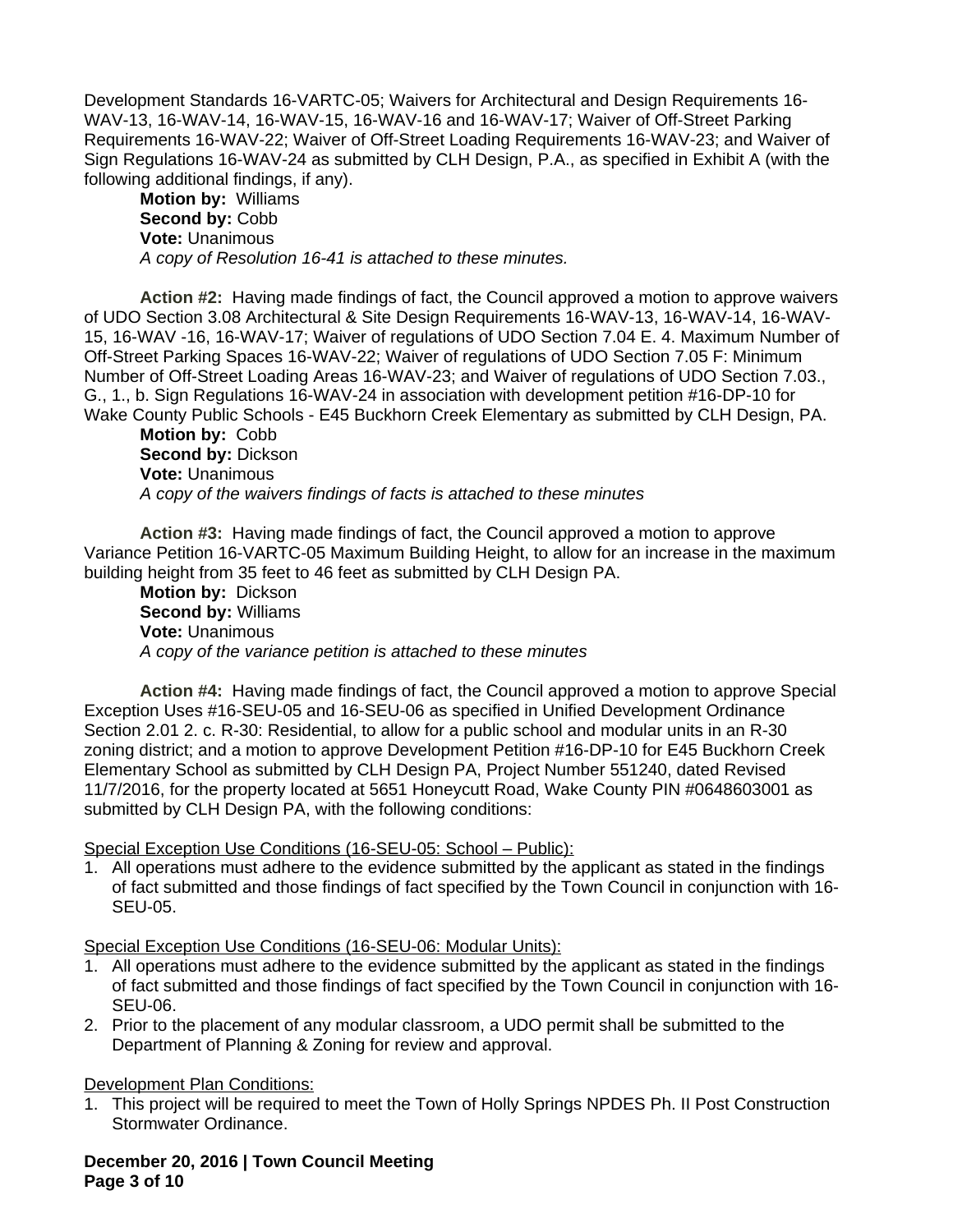Development Standards 16-VARTC-05; Waivers for Architectural and Design Requirements 16-WAV-13, 16-WAV-14, 16-WAV-15, 16-WAV-16 and 16-WAV-17; Waiver of Off-Street Parking Requirements 16-WAV-22; Waiver of Off-Street Loading Requirements 16-WAV-23; and Waiver of Sign Regulations 16-WAV-24 as submitted by CLH Design, P.A., as specified in Exhibit A (with the following additional findings, if any).

**Motion by:** Williams
**Second by:** Cobb
**Vote:** Unanimous
*A copy of Resolution 16-41 is attached to these minutes.*

**Action #2:** Having made findings of fact, the Council approved a motion to approve waivers of UDO Section 3.08 Architectural & Site Design Requirements 16-WAV-13, 16-WAV-14, 16-WAV-15, 16-WAV -16, 16-WAV-17; Waiver of regulations of UDO Section 7.04 E. 4. Maximum Number of Off-Street Parking Spaces 16-WAV-22; Waiver of regulations of UDO Section 7.05 F: Minimum Number of Off-Street Loading Areas 16-WAV-23; and Waiver of regulations of UDO Section 7.03., G., 1., b. Sign Regulations 16-WAV-24 in association with development petition #16-DP-10 for Wake County Public Schools - E45 Buckhorn Creek Elementary as submitted by CLH Design, PA.

**Motion by:** Cobb
**Second by:** Dickson
**Vote:** Unanimous
*A copy of the waivers findings of facts is attached to these minutes*

**Action #3:** Having made findings of fact, the Council approved a motion to approve Variance Petition 16-VARTC-05 Maximum Building Height, to allow for an increase in the maximum building height from 35 feet to 46 feet as submitted by CLH Design PA.

**Motion by:** Dickson
**Second by:** Williams
**Vote:** Unanimous
*A copy of the variance petition is attached to these minutes*

**Action #4:** Having made findings of fact, the Council approved a motion to approve Special Exception Uses #16-SEU-05 and 16-SEU-06 as specified in Unified Development Ordinance Section 2.01 2. c. R-30: Residential, to allow for a public school and modular units in an R-30 zoning district; and a motion to approve Development Petition #16-DP-10 for E45 Buckhorn Creek Elementary School as submitted by CLH Design PA, Project Number 551240, dated Revised 11/7/2016, for the property located at 5651 Honeycutt Road, Wake County PIN #0648603001 as submitted by CLH Design PA, with the following conditions:

Special Exception Use Conditions (16-SEU-05: School – Public):

1. All operations must adhere to the evidence submitted by the applicant as stated in the findings of fact submitted and those findings of fact specified by the Town Council in conjunction with 16-SEU-05.

Special Exception Use Conditions (16-SEU-06: Modular Units):

1. All operations must adhere to the evidence submitted by the applicant as stated in the findings of fact submitted and those findings of fact specified by the Town Council in conjunction with 16-SEU-06.
2. Prior to the placement of any modular classroom, a UDO permit shall be submitted to the Department of Planning & Zoning for review and approval.

Development Plan Conditions:

1. This project will be required to meet the Town of Holly Springs NPDES Ph. II Post Construction Stormwater Ordinance.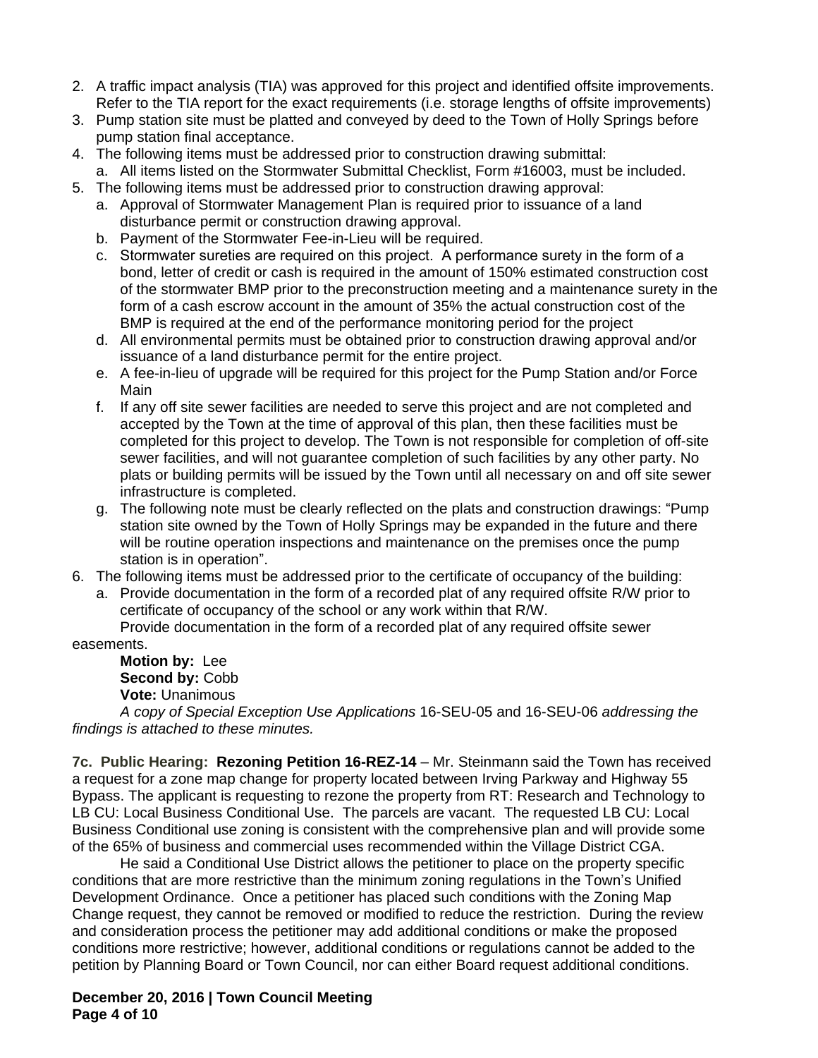2. A traffic impact analysis (TIA) was approved for this project and identified offsite improvements. Refer to the TIA report for the exact requirements (i.e. storage lengths of offsite improvements)
3. Pump station site must be platted and conveyed by deed to the Town of Holly Springs before pump station final acceptance.
4. The following items must be addressed prior to construction drawing submittal:
   a. All items listed on the Stormwater Submittal Checklist, Form #16003, must be included.
5. The following items must be addressed prior to construction drawing approval:
   a. Approval of Stormwater Management Plan is required prior to issuance of a land disturbance permit or construction drawing approval.
   b. Payment of the Stormwater Fee-in-Lieu will be required.
   c. Stormwater sureties are required on this project. A performance surety in the form of a bond, letter of credit or cash is required in the amount of 150% estimated construction cost of the stormwater BMP prior to the preconstruction meeting and a maintenance surety in the form of a cash escrow account in the amount of 35% the actual construction cost of the BMP is required at the end of the performance monitoring period for the project
   d. All environmental permits must be obtained prior to construction drawing approval and/or issuance of a land disturbance permit for the entire project.
   e. A fee-in-lieu of upgrade will be required for this project for the Pump Station and/or Force Main
   f. If any off site sewer facilities are needed to serve this project and are not completed and accepted by the Town at the time of approval of this plan, then these facilities must be completed for this project to develop. The Town is not responsible for completion of off-site sewer facilities, and will not guarantee completion of such facilities by any other party. No plats or building permits will be issued by the Town until all necessary on and off site sewer infrastructure is completed.
   g. The following note must be clearly reflected on the plats and construction drawings: "Pump station site owned by the Town of Holly Springs may be expanded in the future and there will be routine operation inspections and maintenance on the premises once the pump station is in operation".
6. The following items must be addressed prior to the certificate of occupancy of the building:
   a. Provide documentation in the form of a recorded plat of any required offsite R/W prior to certificate of occupancy of the school or any work within that R/W.

   Provide documentation in the form of a recorded plat of any required offsite sewer easements.

**Motion by:** Lee
**Second by:** Cobb
**Vote:** Unanimous

*A copy of Special Exception Use Applications* 16-SEU-05 and 16-SEU-06 *addressing the findings is attached to these minutes.*

**7c. Public Hearing: Rezoning Petition 16-REZ-14** – Mr. Steinmann said the Town has received a request for a zone map change for property located between Irving Parkway and Highway 55 Bypass. The applicant is requesting to rezone the property from RT: Research and Technology to LB CU: Local Business Conditional Use. The parcels are vacant. The requested LB CU: Local Business Conditional use zoning is consistent with the comprehensive plan and will provide some of the 65% of business and commercial uses recommended within the Village District CGA.

He said a Conditional Use District allows the petitioner to place on the property specific conditions that are more restrictive than the minimum zoning regulations in the Town's Unified Development Ordinance. Once a petitioner has placed such conditions with the Zoning Map Change request, they cannot be removed or modified to reduce the restriction. During the review and consideration process the petitioner may add additional conditions or make the proposed conditions more restrictive; however, additional conditions or regulations cannot be added to the petition by Planning Board or Town Council, nor can either Board request additional conditions.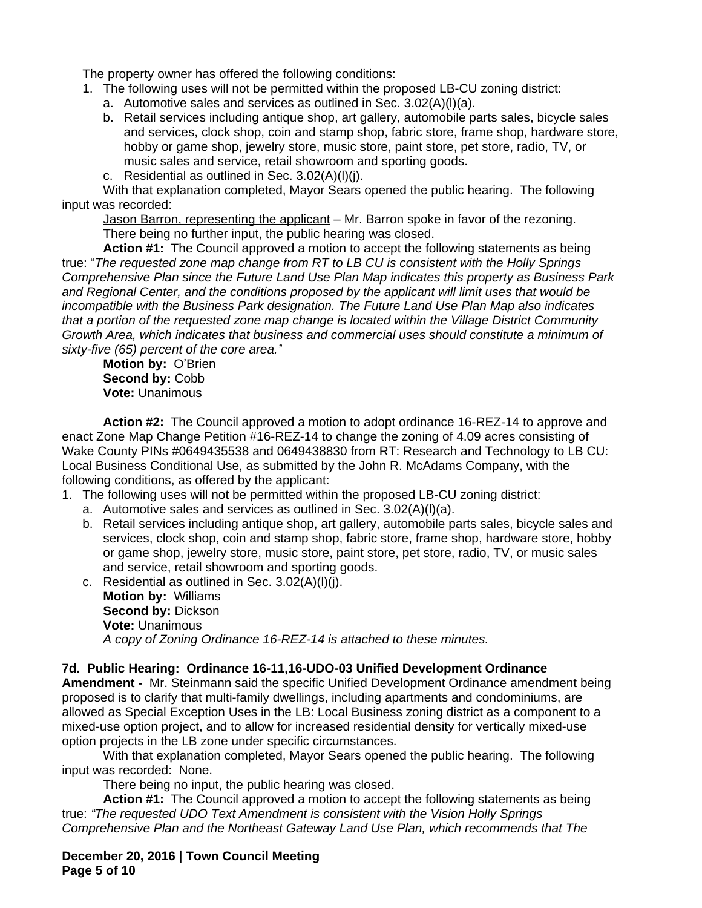The property owner has offered the following conditions:

1. The following uses will not be permitted within the proposed LB-CU zoning district:
   a. Automotive sales and services as outlined in Sec. 3.02(A)(l)(a).
   b. Retail services including antique shop, art gallery, automobile parts sales, bicycle sales and services, clock shop, coin and stamp shop, fabric store, frame shop, hardware store, hobby or game shop, jewelry store, music store, paint store, pet store, radio, TV, or music sales and service, retail showroom and sporting goods.
   c. Residential as outlined in Sec. 3.02(A)(l)(j).

With that explanation completed, Mayor Sears opened the public hearing. The following input was recorded:

Jason Barron, representing the applicant – Mr. Barron spoke in favor of the rezoning.

There being no further input, the public hearing was closed.

**Action #1:** The Council approved a motion to accept the following statements as being true: "*The requested zone map change from RT to LB CU is consistent with the Holly Springs Comprehensive Plan since the Future Land Use Plan Map indicates this property as Business Park and Regional Center, and the conditions proposed by the applicant will limit uses that would be incompatible with the Business Park designation. The Future Land Use Plan Map also indicates that a portion of the requested zone map change is located within the Village District Community Growth Area, which indicates that business and commercial uses should constitute a minimum of sixty-five (65) percent of the core area.*"

**Motion by:** O'Brien
**Second by:** Cobb
**Vote:** Unanimous

**Action #2:** The Council approved a motion to adopt ordinance 16-REZ-14 to approve and enact Zone Map Change Petition #16-REZ-14 to change the zoning of 4.09 acres consisting of Wake County PINs #0649435538 and 0649438830 from RT: Research and Technology to LB CU: Local Business Conditional Use, as submitted by the John R. McAdams Company, with the following conditions, as offered by the applicant:

1. The following uses will not be permitted within the proposed LB-CU zoning district:
   a. Automotive sales and services as outlined in Sec. 3.02(A)(l)(a).
   b. Retail services including antique shop, art gallery, automobile parts sales, bicycle sales and services, clock shop, coin and stamp shop, fabric store, frame shop, hardware store, hobby or game shop, jewelry store, music store, paint store, pet store, radio, TV, or music sales and service, retail showroom and sporting goods.
   c. Residential as outlined in Sec. 3.02(A)(l)(j).

**Motion by:** Williams
**Second by:** Dickson
**Vote:** Unanimous

*A copy of Zoning Ordinance 16-REZ-14 is attached to these minutes.*

**7d. Public Hearing: Ordinance 16-11,16-UDO-03 Unified Development Ordinance Amendment -** Mr. Steinmann said the specific Unified Development Ordinance amendment being proposed is to clarify that multi-family dwellings, including apartments and condominiums, are allowed as Special Exception Uses in the LB: Local Business zoning district as a component to a mixed-use option project, and to allow for increased residential density for vertically mixed-use option projects in the LB zone under specific circumstances.

With that explanation completed, Mayor Sears opened the public hearing. The following input was recorded: None.

There being no input, the public hearing was closed.

**Action #1:** The Council approved a motion to accept the following statements as being true: *"The requested UDO Text Amendment is consistent with the Vision Holly Springs Comprehensive Plan and the Northeast Gateway Land Use Plan, which recommends that The*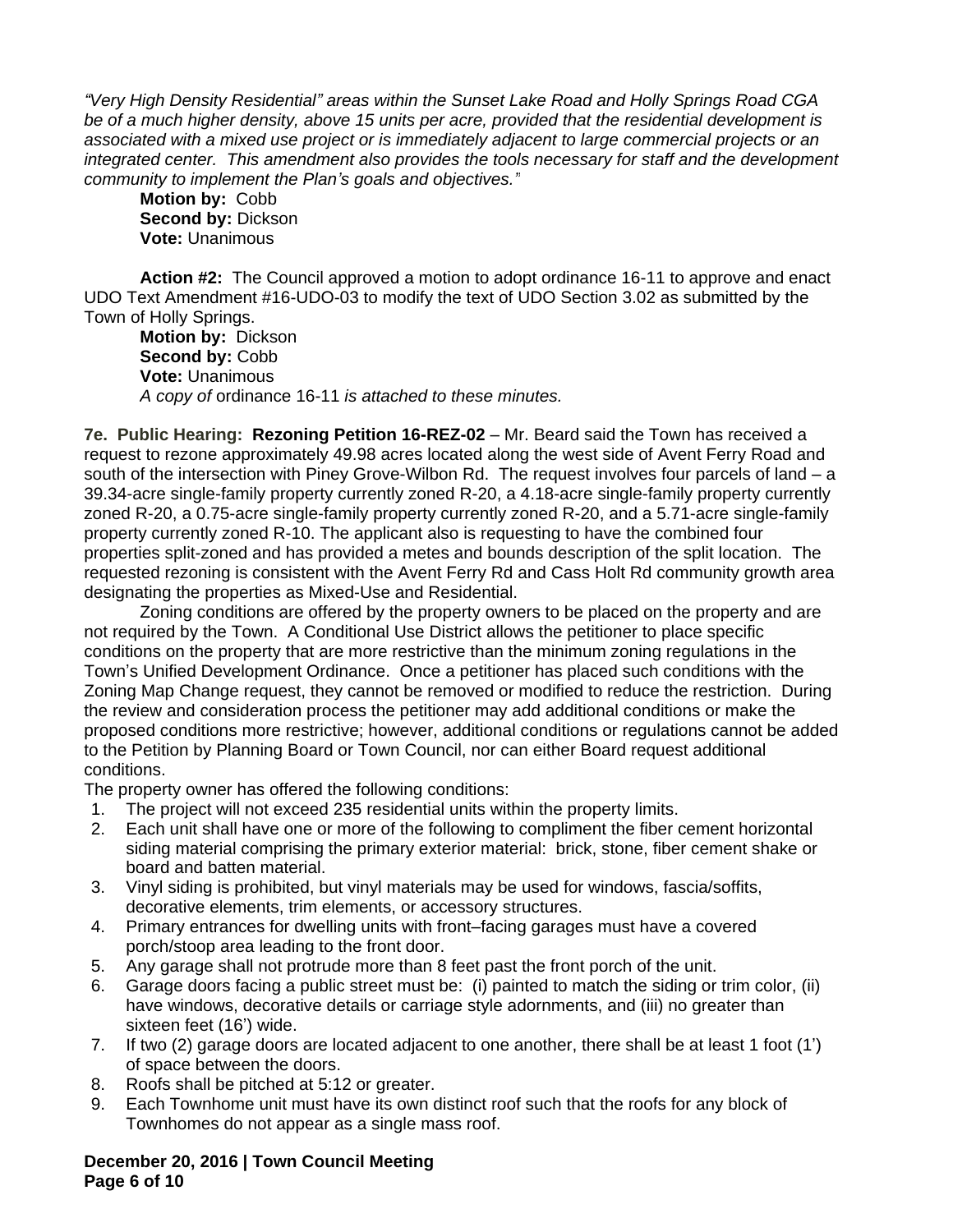*"Very High Density Residential" areas within the Sunset Lake Road and Holly Springs Road CGA be of a much higher density, above 15 units per acre, provided that the residential development is associated with a mixed use project or is immediately adjacent to large commercial projects or an integrated center. This amendment also provides the tools necessary for staff and the development community to implement the Plan's goals and objectives."*

**Motion by:** Cobb
**Second by:** Dickson
**Vote:** Unanimous

**Action #2:** The Council approved a motion to adopt ordinance 16-11 to approve and enact UDO Text Amendment #16-UDO-03 to modify the text of UDO Section 3.02 as submitted by the Town of Holly Springs.

**Motion by:** Dickson
**Second by:** Cobb
**Vote:** Unanimous
*A copy of* ordinance 16-11 *is attached to these minutes.*

**7e. Public Hearing: Rezoning Petition 16-REZ-02** – Mr. Beard said the Town has received a request to rezone approximately 49.98 acres located along the west side of Avent Ferry Road and south of the intersection with Piney Grove-Wilbon Rd. The request involves four parcels of land – a 39.34-acre single-family property currently zoned R-20, a 4.18-acre single-family property currently zoned R-20, a 0.75-acre single-family property currently zoned R-20, and a 5.71-acre single-family property currently zoned R-10. The applicant also is requesting to have the combined four properties split-zoned and has provided a metes and bounds description of the split location. The requested rezoning is consistent with the Avent Ferry Rd and Cass Holt Rd community growth area designating the properties as Mixed-Use and Residential.

Zoning conditions are offered by the property owners to be placed on the property and are not required by the Town. A Conditional Use District allows the petitioner to place specific conditions on the property that are more restrictive than the minimum zoning regulations in the Town's Unified Development Ordinance. Once a petitioner has placed such conditions with the Zoning Map Change request, they cannot be removed or modified to reduce the restriction. During the review and consideration process the petitioner may add additional conditions or make the proposed conditions more restrictive; however, additional conditions or regulations cannot be added to the Petition by Planning Board or Town Council, nor can either Board request additional conditions.

The property owner has offered the following conditions:

1. The project will not exceed 235 residential units within the property limits.
2. Each unit shall have one or more of the following to compliment the fiber cement horizontal siding material comprising the primary exterior material: brick, stone, fiber cement shake or board and batten material.
3. Vinyl siding is prohibited, but vinyl materials may be used for windows, fascia/soffits, decorative elements, trim elements, or accessory structures.
4. Primary entrances for dwelling units with front–facing garages must have a covered porch/stoop area leading to the front door.
5. Any garage shall not protrude more than 8 feet past the front porch of the unit.
6. Garage doors facing a public street must be: (i) painted to match the siding or trim color, (ii) have windows, decorative details or carriage style adornments, and (iii) no greater than sixteen feet (16') wide.
7. If two (2) garage doors are located adjacent to one another, there shall be at least 1 foot (1') of space between the doors.
8. Roofs shall be pitched at 5:12 or greater.
9. Each Townhome unit must have its own distinct roof such that the roofs for any block of Townhomes do not appear as a single mass roof.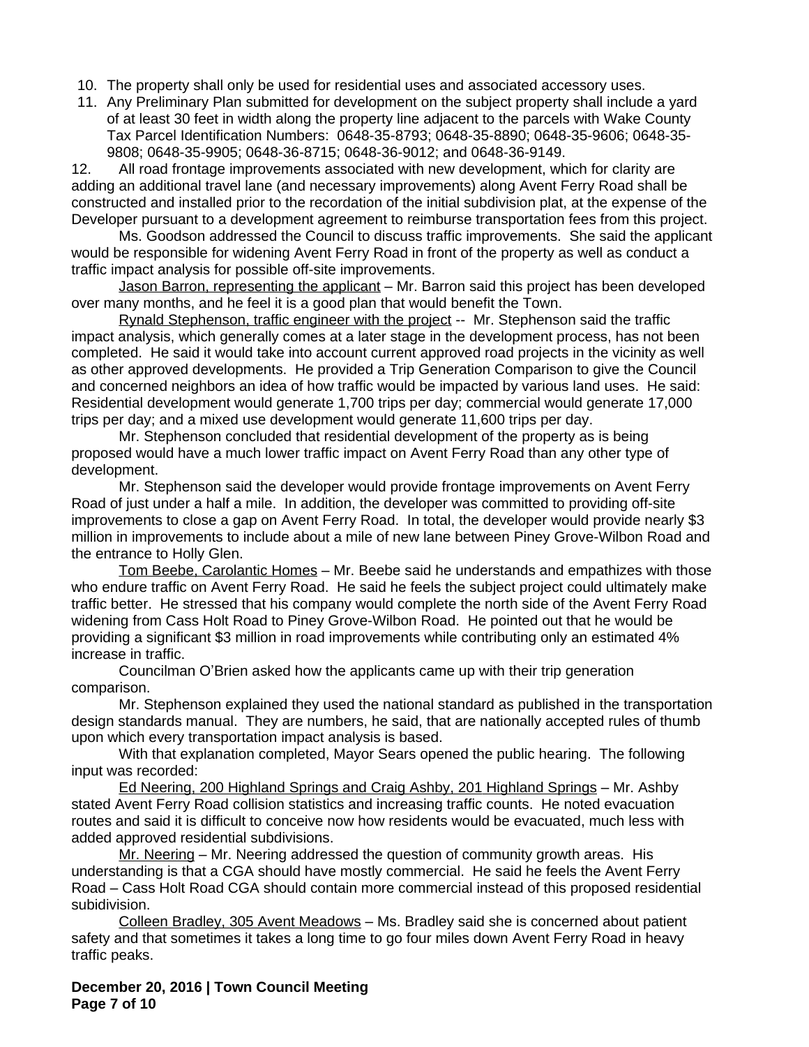10. The property shall only be used for residential uses and associated accessory uses.
11. Any Preliminary Plan submitted for development on the subject property shall include a yard of at least 30 feet in width along the property line adjacent to the parcels with Wake County Tax Parcel Identification Numbers: 0648-35-8793; 0648-35-8890; 0648-35-9606; 0648-35-9808; 0648-35-9905; 0648-36-8715; 0648-36-9012; and 0648-36-9149.

12. All road frontage improvements associated with new development, which for clarity are adding an additional travel lane (and necessary improvements) along Avent Ferry Road shall be constructed and installed prior to the recordation of the initial subdivision plat, at the expense of the Developer pursuant to a development agreement to reimburse transportation fees from this project.

Ms. Goodson addressed the Council to discuss traffic improvements. She said the applicant would be responsible for widening Avent Ferry Road in front of the property as well as conduct a traffic impact analysis for possible off-site improvements.

Jason Barron, representing the applicant – Mr. Barron said this project has been developed over many months, and he feel it is a good plan that would benefit the Town.

Rynald Stephenson, traffic engineer with the project -- Mr. Stephenson said the traffic impact analysis, which generally comes at a later stage in the development process, has not been completed. He said it would take into account current approved road projects in the vicinity as well as other approved developments. He provided a Trip Generation Comparison to give the Council and concerned neighbors an idea of how traffic would be impacted by various land uses. He said: Residential development would generate 1,700 trips per day; commercial would generate 17,000 trips per day; and a mixed use development would generate 11,600 trips per day.

Mr. Stephenson concluded that residential development of the property as is being proposed would have a much lower traffic impact on Avent Ferry Road than any other type of development.

Mr. Stephenson said the developer would provide frontage improvements on Avent Ferry Road of just under a half a mile. In addition, the developer was committed to providing off-site improvements to close a gap on Avent Ferry Road. In total, the developer would provide nearly $3 million in improvements to include about a mile of new lane between Piney Grove-Wilbon Road and the entrance to Holly Glen.

Tom Beebe, Carolantic Homes – Mr. Beebe said he understands and empathizes with those who endure traffic on Avent Ferry Road. He said he feels the subject project could ultimately make traffic better. He stressed that his company would complete the north side of the Avent Ferry Road widening from Cass Holt Road to Piney Grove-Wilbon Road. He pointed out that he would be providing a significant $3 million in road improvements while contributing only an estimated 4% increase in traffic.

Councilman O'Brien asked how the applicants came up with their trip generation comparison.

Mr. Stephenson explained they used the national standard as published in the transportation design standards manual. They are numbers, he said, that are nationally accepted rules of thumb upon which every transportation impact analysis is based.

With that explanation completed, Mayor Sears opened the public hearing. The following input was recorded:

Ed Neering, 200 Highland Springs and Craig Ashby, 201 Highland Springs – Mr. Ashby stated Avent Ferry Road collision statistics and increasing traffic counts. He noted evacuation routes and said it is difficult to conceive now how residents would be evacuated, much less with added approved residential subdivisions.

Mr. Neering – Mr. Neering addressed the question of community growth areas. His understanding is that a CGA should have mostly commercial. He said he feels the Avent Ferry Road – Cass Holt Road CGA should contain more commercial instead of this proposed residential subidivision.

Colleen Bradley, 305 Avent Meadows – Ms. Bradley said she is concerned about patient safety and that sometimes it takes a long time to go four miles down Avent Ferry Road in heavy traffic peaks.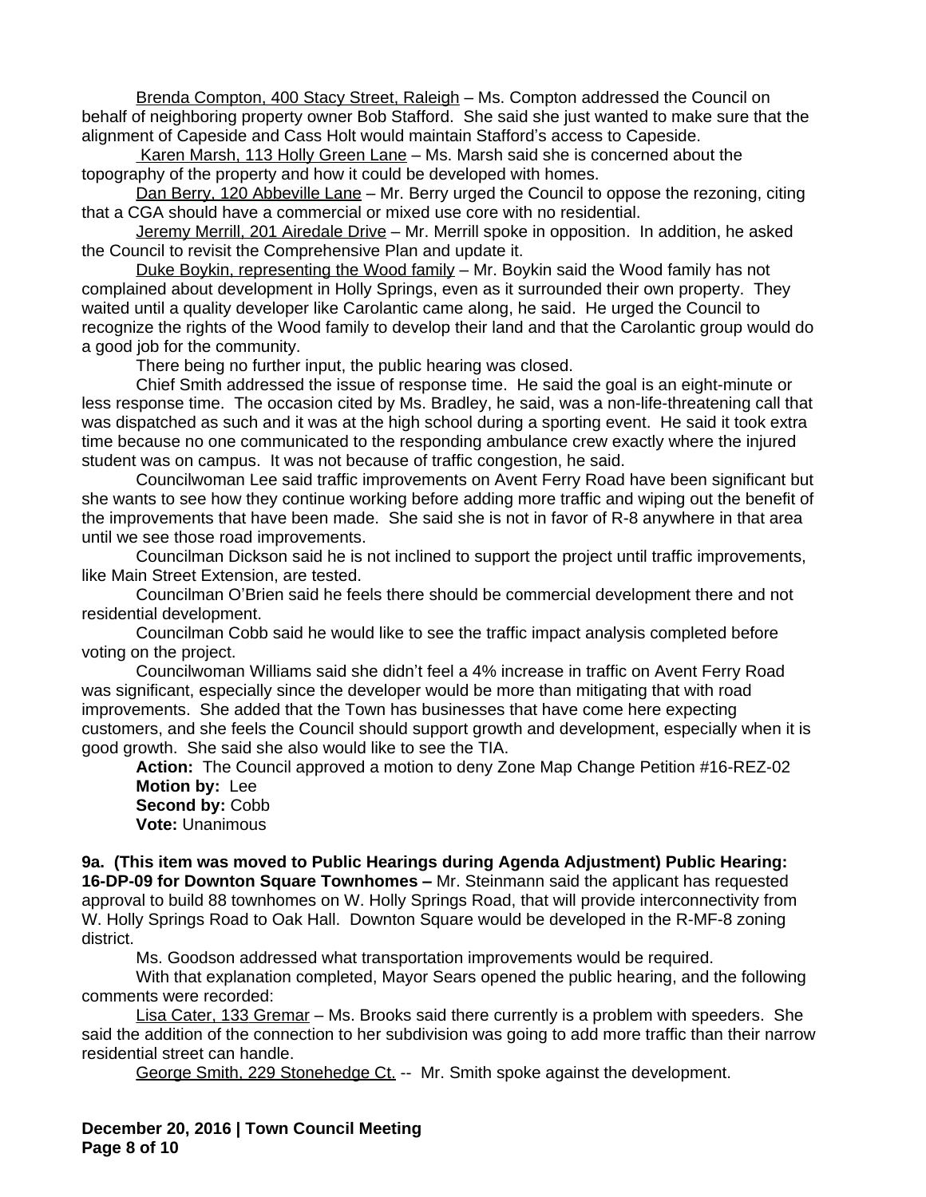Brenda Compton, 400 Stacy Street, Raleigh – Ms. Compton addressed the Council on behalf of neighboring property owner Bob Stafford. She said she just wanted to make sure that the alignment of Capeside and Cass Holt would maintain Stafford's access to Capeside.

Karen Marsh, 113 Holly Green Lane – Ms. Marsh said she is concerned about the topography of the property and how it could be developed with homes.

Dan Berry, 120 Abbeville Lane – Mr. Berry urged the Council to oppose the rezoning, citing that a CGA should have a commercial or mixed use core with no residential.

Jeremy Merrill, 201 Airedale Drive – Mr. Merrill spoke in opposition. In addition, he asked the Council to revisit the Comprehensive Plan and update it.

Duke Boykin, representing the Wood family – Mr. Boykin said the Wood family has not complained about development in Holly Springs, even as it surrounded their own property. They waited until a quality developer like Carolantic came along, he said. He urged the Council to recognize the rights of the Wood family to develop their land and that the Carolantic group would do a good job for the community.

There being no further input, the public hearing was closed.

Chief Smith addressed the issue of response time. He said the goal is an eight-minute or less response time. The occasion cited by Ms. Bradley, he said, was a non-life-threatening call that was dispatched as such and it was at the high school during a sporting event. He said it took extra time because no one communicated to the responding ambulance crew exactly where the injured student was on campus. It was not because of traffic congestion, he said.

Councilwoman Lee said traffic improvements on Avent Ferry Road have been significant but she wants to see how they continue working before adding more traffic and wiping out the benefit of the improvements that have been made. She said she is not in favor of R-8 anywhere in that area until we see those road improvements.

Councilman Dickson said he is not inclined to support the project until traffic improvements, like Main Street Extension, are tested.

Councilman O'Brien said he feels there should be commercial development there and not residential development.

Councilman Cobb said he would like to see the traffic impact analysis completed before voting on the project.

Councilwoman Williams said she didn't feel a 4% increase in traffic on Avent Ferry Road was significant, especially since the developer would be more than mitigating that with road improvements. She added that the Town has businesses that have come here expecting customers, and she feels the Council should support growth and development, especially when it is good growth. She said she also would like to see the TIA.

**Action:** The Council approved a motion to deny Zone Map Change Petition #16-REZ-02
**Motion by:** Lee
**Second by:** Cobb
**Vote:** Unanimous

**9a. (This item was moved to Public Hearings during Agenda Adjustment) Public Hearing: 16-DP-09 for Downton Square Townhomes –** Mr. Steinmann said the applicant has requested approval to build 88 townhomes on W. Holly Springs Road, that will provide interconnectivity from W. Holly Springs Road to Oak Hall. Downton Square would be developed in the R-MF-8 zoning district.

Ms. Goodson addressed what transportation improvements would be required.

With that explanation completed, Mayor Sears opened the public hearing, and the following comments were recorded:

Lisa Cater, 133 Gremar – Ms. Brooks said there currently is a problem with speeders. She said the addition of the connection to her subdivision was going to add more traffic than their narrow residential street can handle.

George Smith, 229 Stonehedge Ct. -- Mr. Smith spoke against the development.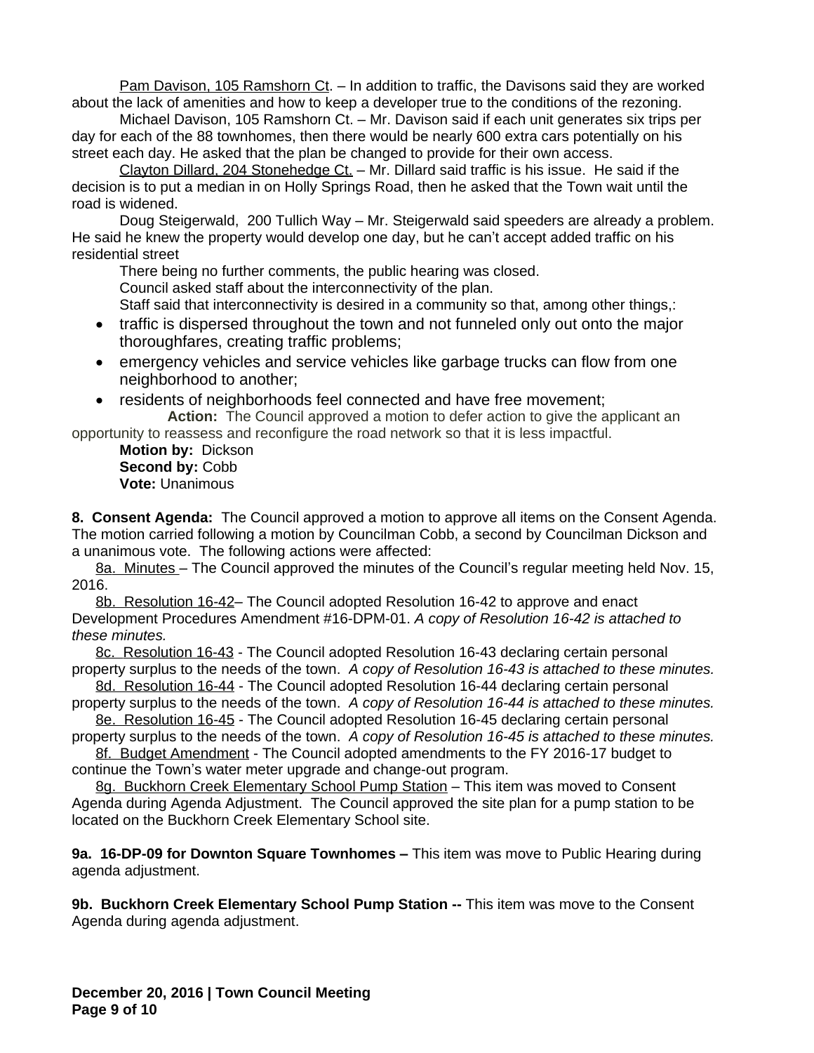Pam Davison, 105 Ramshorn Ct. – In addition to traffic, the Davisons said they are worked about the lack of amenities and how to keep a developer true to the conditions of the rezoning.

Michael Davison, 105 Ramshorn Ct. – Mr. Davison said if each unit generates six trips per day for each of the 88 townhomes, then there would be nearly 600 extra cars potentially on his street each day. He asked that the plan be changed to provide for their own access.

Clayton Dillard, 204 Stonehedge Ct. – Mr. Dillard said traffic is his issue. He said if the decision is to put a median in on Holly Springs Road, then he asked that the Town wait until the road is widened.

Doug Steigerwald, 200 Tullich Way – Mr. Steigerwald said speeders are already a problem. He said he knew the property would develop one day, but he can't accept added traffic on his residential street

There being no further comments, the public hearing was closed.

Council asked staff about the interconnectivity of the plan.

Staff said that interconnectivity is desired in a community so that, among other things,:

- traffic is dispersed throughout the town and not funneled only out onto the major thoroughfares, creating traffic problems;
- emergency vehicles and service vehicles like garbage trucks can flow from one neighborhood to another;
- residents of neighborhoods feel connected and have free movement;

**Action:** The Council approved a motion to defer action to give the applicant an opportunity to reassess and reconfigure the road network so that it is less impactful.

**Motion by:** Dickson
**Second by:** Cobb
**Vote:** Unanimous

**8. Consent Agenda:** The Council approved a motion to approve all items on the Consent Agenda. The motion carried following a motion by Councilman Cobb, a second by Councilman Dickson and a unanimous vote. The following actions were affected:

8a. Minutes – The Council approved the minutes of the Council's regular meeting held Nov. 15, 2016.

8b. Resolution 16-42– The Council adopted Resolution 16-42 to approve and enact Development Procedures Amendment #16-DPM-01. *A copy of Resolution 16-42 is attached to these minutes.*

8c. Resolution 16-43 - The Council adopted Resolution 16-43 declaring certain personal property surplus to the needs of the town. *A copy of Resolution 16-43 is attached to these minutes.*

8d. Resolution 16-44 - The Council adopted Resolution 16-44 declaring certain personal property surplus to the needs of the town. *A copy of Resolution 16-44 is attached to these minutes.*

8e. Resolution 16-45 - The Council adopted Resolution 16-45 declaring certain personal property surplus to the needs of the town. *A copy of Resolution 16-45 is attached to these minutes.*

8f. Budget Amendment - The Council adopted amendments to the FY 2016-17 budget to continue the Town's water meter upgrade and change-out program.

8g. Buckhorn Creek Elementary School Pump Station – This item was moved to Consent Agenda during Agenda Adjustment. The Council approved the site plan for a pump station to be located on the Buckhorn Creek Elementary School site.

**9a. 16-DP-09 for Downton Square Townhomes –** This item was move to Public Hearing during agenda adjustment.

**9b. Buckhorn Creek Elementary School Pump Station --** This item was move to the Consent Agenda during agenda adjustment.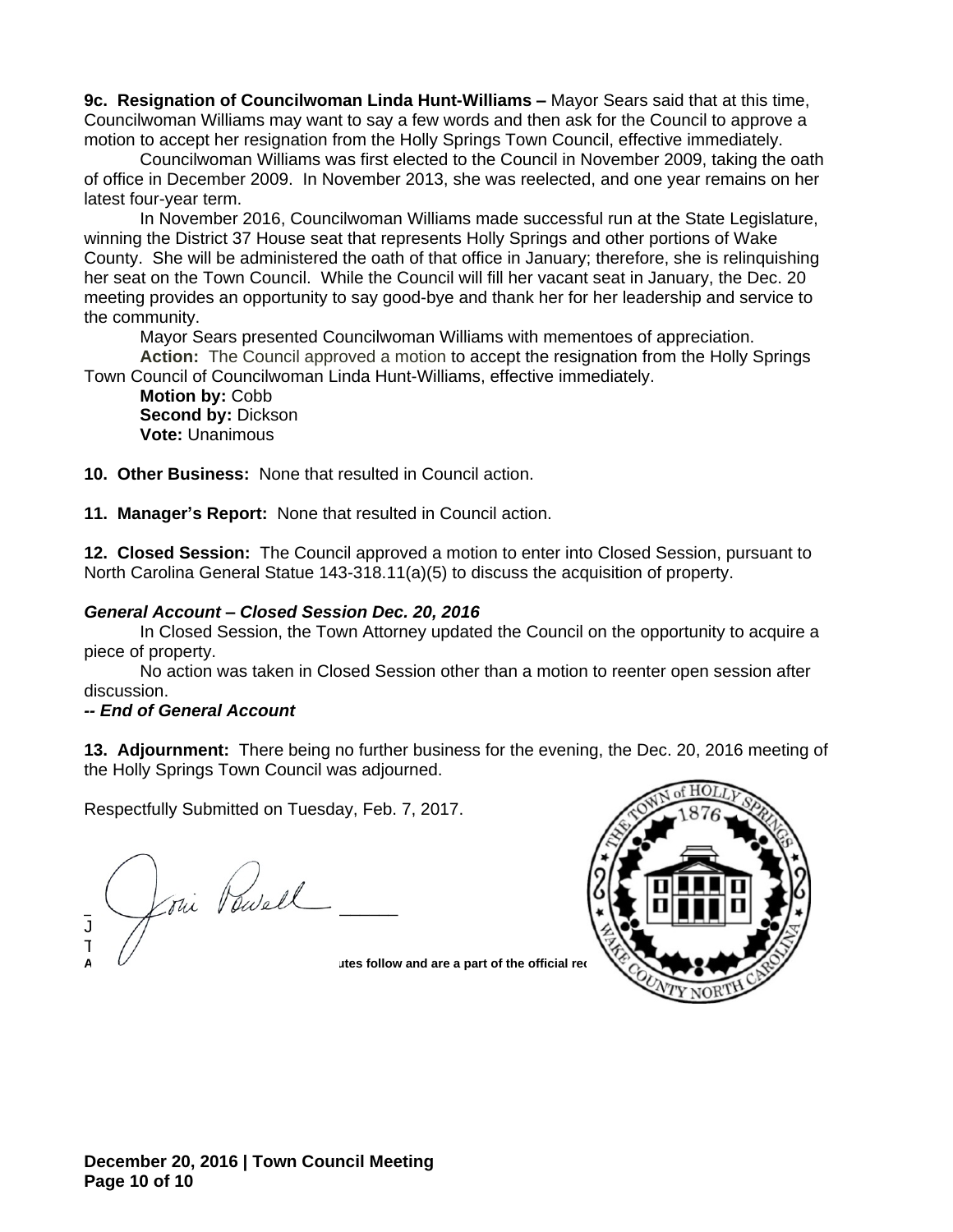**9c. Resignation of Councilwoman Linda Hunt-Williams –** Mayor Sears said that at this time, Councilwoman Williams may want to say a few words and then ask for the Council to approve a motion to accept her resignation from the Holly Springs Town Council, effective immediately.

Councilwoman Williams was first elected to the Council in November 2009, taking the oath of office in December 2009. In November 2013, she was reelected, and one year remains on her latest four-year term.

In November 2016, Councilwoman Williams made successful run at the State Legislature, winning the District 37 House seat that represents Holly Springs and other portions of Wake County. She will be administered the oath of that office in January; therefore, she is relinquishing her seat on the Town Council. While the Council will fill her vacant seat in January, the Dec. 20 meeting provides an opportunity to say good-bye and thank her for her leadership and service to the community.

Mayor Sears presented Councilwoman Williams with mementoes of appreciation.

**Action:** The Council approved a motion to accept the resignation from the Holly Springs Town Council of Councilwoman Linda Hunt-Williams, effective immediately.

**Motion by:** Cobb
**Second by:** Dickson
**Vote:** Unanimous

**10. Other Business:** None that resulted in Council action.

**11. Manager's Report:** None that resulted in Council action.

**12. Closed Session:** The Council approved a motion to enter into Closed Session, pursuant to North Carolina General Statue 143-318.11(a)(5) to discuss the acquisition of property.

***General Account – Closed Session Dec. 20, 2016***

In Closed Session, the Town Attorney updated the Council on the opportunity to acquire a piece of property.

No action was taken in Closed Session other than a motion to reenter open session after discussion.

***-- End of General Account***

**13. Adjournment:** There being no further business for the evening, the Dec. 20, 2016 meeting of the Holly Springs Town Council was adjourned.

Respectfully Submitted on Tuesday, Feb. 7, 2017.

_______________________

J

T

**A ... utes follow and are a part of the official rec**

THE TOWN of HOLLY SPRINGS 1876 WAKE COUNTY NORTH CAROLINA